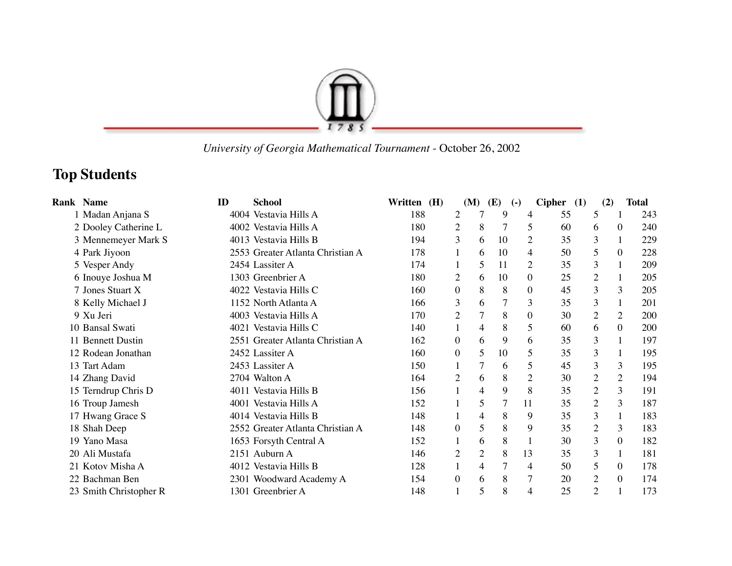*University of Georgia Mathematical Tournament* - October 26, 2002

## Top Students

| Rank | Name | ID | School | Written | (H) | (M) | (E) | (-) | Cipher | (1) | (2) | Total |
|---|---|---|---|---|---|---|---|---|---|---|---|---|
| 1 | Madan Anjana S | 4004 | Vestavia Hills A | 188 | 2 | 7 | 9 | 4 | 55 | 5 | 1 | 243 |
| 2 | Dooley Catherine L | 4002 | Vestavia Hills A | 180 | 2 | 8 | 7 | 5 | 60 | 6 | 0 | 240 |
| 3 | Mennemeyer Mark S | 4013 | Vestavia Hills B | 194 | 3 | 6 | 10 | 2 | 35 | 3 | 1 | 229 |
| 4 | Park Jiyoon | 2553 | Greater Atlanta Christian A | 178 | 1 | 6 | 10 | 4 | 50 | 5 | 0 | 228 |
| 5 | Vesper Andy | 2454 | Lassiter A | 174 | 1 | 5 | 11 | 2 | 35 | 3 | 1 | 209 |
| 6 | Inouye Joshua M | 1303 | Greenbrier A | 180 | 2 | 6 | 10 | 0 | 25 | 2 | 1 | 205 |
| 7 | Jones Stuart X | 4022 | Vestavia Hills C | 160 | 0 | 8 | 8 | 0 | 45 | 3 | 3 | 205 |
| 8 | Kelly Michael J | 1152 | North Atlanta A | 166 | 3 | 6 | 7 | 3 | 35 | 3 | 1 | 201 |
| 9 | Xu Jeri | 4003 | Vestavia Hills A | 170 | 2 | 7 | 8 | 0 | 30 | 2 | 2 | 200 |
| 10 | Bansal Swati | 4021 | Vestavia Hills C | 140 | 1 | 4 | 8 | 5 | 60 | 6 | 0 | 200 |
| 11 | Bennett Dustin | 2551 | Greater Atlanta Christian A | 162 | 0 | 6 | 9 | 6 | 35 | 3 | 1 | 197 |
| 12 | Rodean Jonathan | 2452 | Lassiter A | 160 | 0 | 5 | 10 | 5 | 35 | 3 | 1 | 195 |
| 13 | Tart Adam | 2453 | Lassiter A | 150 | 1 | 7 | 6 | 5 | 45 | 3 | 3 | 195 |
| 14 | Zhang David | 2704 | Walton A | 164 | 2 | 6 | 8 | 2 | 30 | 2 | 2 | 194 |
| 15 | Terndrup Chris D | 4011 | Vestavia Hills B | 156 | 1 | 4 | 9 | 8 | 35 | 2 | 3 | 191 |
| 16 | Troup Jamesh | 4001 | Vestavia Hills A | 152 | 1 | 5 | 7 | 11 | 35 | 2 | 3 | 187 |
| 17 | Hwang Grace S | 4014 | Vestavia Hills B | 148 | 1 | 4 | 8 | 9 | 35 | 3 | 1 | 183 |
| 18 | Shah Deep | 2552 | Greater Atlanta Christian A | 148 | 0 | 5 | 8 | 9 | 35 | 2 | 3 | 183 |
| 19 | Yano Masa | 1653 | Forsyth Central A | 152 | 1 | 6 | 8 | 1 | 30 | 3 | 0 | 182 |
| 20 | Ali Mustafa | 2151 | Auburn A | 146 | 2 | 2 | 8 | 13 | 35 | 3 | 1 | 181 |
| 21 | Kotov Misha A | 4012 | Vestavia Hills B | 128 | 1 | 4 | 7 | 4 | 50 | 5 | 0 | 178 |
| 22 | Bachman Ben | 2301 | Woodward Academy A | 154 | 0 | 6 | 8 | 7 | 20 | 2 | 0 | 174 |
| 23 | Smith Christopher R | 1301 | Greenbrier A | 148 | 1 | 5 | 8 | 4 | 25 | 2 | 1 | 173 |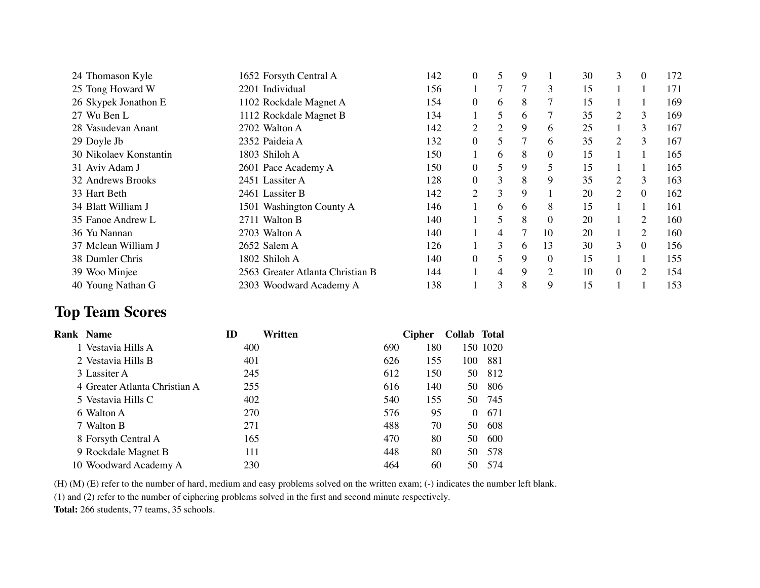| | | | | | | | | | | | | | |
|---|---|---|---|---|---|---|---|---|---|---|---|---|---|
| 24 | Thomason Kyle | 1652 | Forsyth Central A | 142 | 0 | 5 | 9 | 1 | 30 | 3 | 0 | 172 |
| 25 | Tong Howard W | 2201 | Individual | 156 | 1 | 7 | 7 | 3 | 15 | 1 | 1 | 171 |
| 26 | Skypek Jonathon E | 1102 | Rockdale Magnet A | 154 | 0 | 6 | 8 | 7 | 15 | 1 | 1 | 169 |
| 27 | Wu Ben L | 1112 | Rockdale Magnet B | 134 | 1 | 5 | 6 | 7 | 35 | 2 | 3 | 169 |
| 28 | Vasudevan Anant | 2702 | Walton A | 142 | 2 | 2 | 9 | 6 | 25 | 1 | 3 | 167 |
| 29 | Doyle Jb | 2352 | Paideia A | 132 | 0 | 5 | 7 | 6 | 35 | 2 | 3 | 167 |
| 30 | Nikolaev Konstantin | 1803 | Shiloh A | 150 | 1 | 6 | 8 | 0 | 15 | 1 | 1 | 165 |
| 31 | Aviv Adam J | 2601 | Pace Academy A | 150 | 0 | 5 | 9 | 5 | 15 | 1 | 1 | 165 |
| 32 | Andrews Brooks | 2451 | Lassiter A | 128 | 0 | 3 | 8 | 9 | 35 | 2 | 3 | 163 |
| 33 | Hart Beth | 2461 | Lassiter B | 142 | 2 | 3 | 9 | 1 | 20 | 2 | 0 | 162 |
| 34 | Blatt William J | 1501 | Washington County A | 146 | 1 | 6 | 6 | 8 | 15 | 1 | 1 | 161 |
| 35 | Fanoe Andrew L | 2711 | Walton B | 140 | 1 | 5 | 8 | 0 | 20 | 1 | 2 | 160 |
| 36 | Yu Nannan | 2703 | Walton A | 140 | 1 | 4 | 7 | 10 | 20 | 1 | 2 | 160 |
| 37 | Mclean William J | 2652 | Salem A | 126 | 1 | 3 | 6 | 13 | 30 | 3 | 0 | 156 |
| 38 | Dumler Chris | 1802 | Shiloh A | 140 | 0 | 5 | 9 | 0 | 15 | 1 | 1 | 155 |
| 39 | Woo Minjee | 2563 | Greater Atlanta Christian B | 144 | 1 | 4 | 9 | 2 | 10 | 0 | 2 | 154 |
| 40 | Young Nathan G | 2303 | Woodward Academy A | 138 | 1 | 3 | 8 | 9 | 15 | 1 | 1 | 153 |

## Top Team Scores

| Rank | Name | ID | Written | Cipher | Collab | Total |
|---|---|---|---|---|---|---|
| 1 | Vestavia Hills A | 400 | 690 | 180 | 150 | 1020 |
| 2 | Vestavia Hills B | 401 | 626 | 155 | 100 | 881 |
| 3 | Lassiter A | 245 | 612 | 150 | 50 | 812 |
| 4 | Greater Atlanta Christian A | 255 | 616 | 140 | 50 | 806 |
| 5 | Vestavia Hills C | 402 | 540 | 155 | 50 | 745 |
| 6 | Walton A | 270 | 576 | 95 | 0 | 671 |
| 7 | Walton B | 271 | 488 | 70 | 50 | 608 |
| 8 | Forsyth Central A | 165 | 470 | 80 | 50 | 600 |
| 9 | Rockdale Magnet B | 111 | 448 | 80 | 50 | 578 |
| 10 | Woodward Academy A | 230 | 464 | 60 | 50 | 574 |

(H) (M) (E) refer to the number of hard, medium and easy problems solved on the written exam; (-) indicates the number left blank.

(1) and (2) refer to the number of ciphering problems solved in the first and second minute respectively.

**Total:** 266 students, 77 teams, 35 schools.